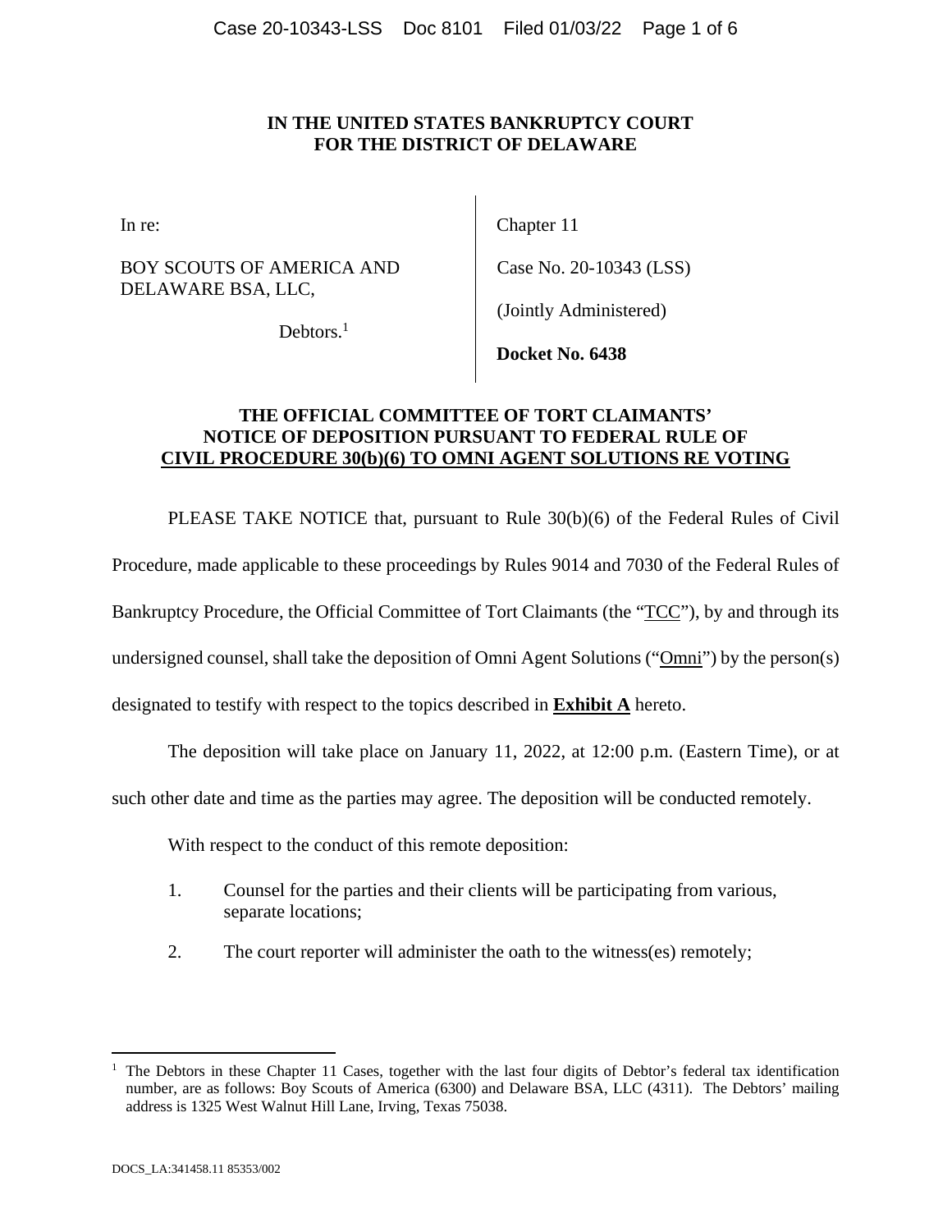**IN THE UNITED STATES BANKRUPTCY COURT**
**FOR THE DISTRICT OF DELAWARE**

| | |
|---|---|
| In re:<br><br>BOY SCOUTS OF AMERICA AND DELAWARE BSA, LLC,<br><br>Debtors.[1] | Chapter 11<br><br>Case No. 20-10343 (LSS)<br><br>(Jointly Administered)<br><br>**Docket No. 6438** |

**THE OFFICIAL COMMITTEE OF TORT CLAIMANTS' NOTICE OF DEPOSITION PURSUANT TO FEDERAL RULE OF CIVIL PROCEDURE 30(b)(6) TO OMNI AGENT SOLUTIONS RE VOTING**

PLEASE TAKE NOTICE that, pursuant to Rule 30(b)(6) of the Federal Rules of Civil Procedure, made applicable to these proceedings by Rules 9014 and 7030 of the Federal Rules of Bankruptcy Procedure, the Official Committee of Tort Claimants (the "TCC"), by and through its undersigned counsel, shall take the deposition of Omni Agent Solutions ("Omni") by the person(s) designated to testify with respect to the topics described in **Exhibit A** hereto.

The deposition will take place on January 11, 2022, at 12:00 p.m. (Eastern Time), or at such other date and time as the parties may agree. The deposition will be conducted remotely.

With respect to the conduct of this remote deposition:

1. Counsel for the parties and their clients will be participating from various, separate locations;
2. The court reporter will administer the oath to the witness(es) remotely;

[1] The Debtors in these Chapter 11 Cases, together with the last four digits of Debtor's federal tax identification number, are as follows: Boy Scouts of America (6300) and Delaware BSA, LLC (4311). The Debtors' mailing address is 1325 West Walnut Hill Lane, Irving, Texas 75038.

DOCS_LA:341458.11 85353/002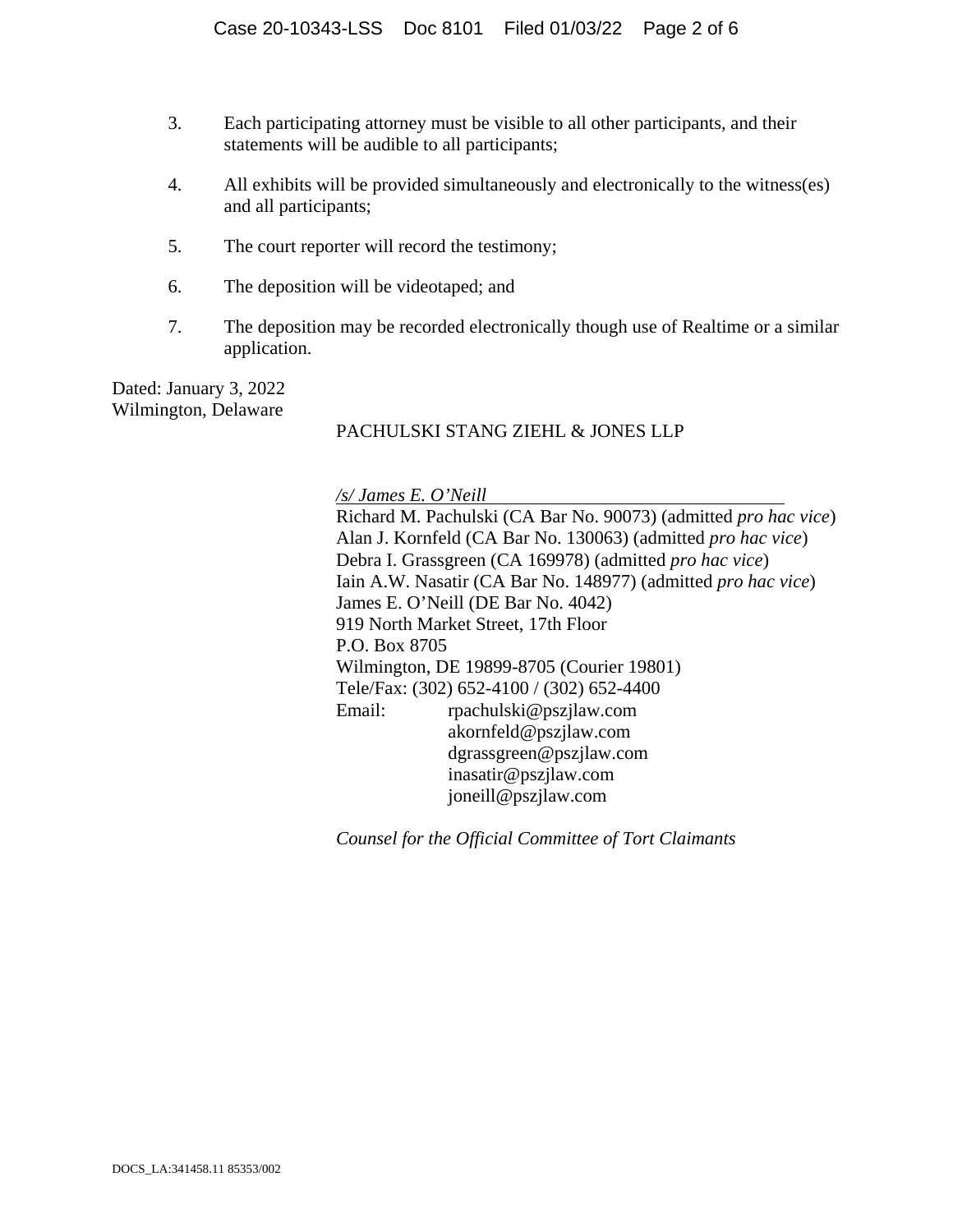3. Each participating attorney must be visible to all other participants, and their statements will be audible to all participants;

4. All exhibits will be provided simultaneously and electronically to the witness(es) and all participants;

5. The court reporter will record the testimony;

6. The deposition will be videotaped; and

7. The deposition may be recorded electronically though use of Realtime or a similar application.

Dated: January 3, 2022
Wilmington, Delaware

PACHULSKI STANG ZIEHL & JONES LLP

*/s/ James E. O'Neill*
Richard M. Pachulski (CA Bar No. 90073) (admitted *pro hac vice*)
Alan J. Kornfeld (CA Bar No. 130063) (admitted *pro hac vice*)
Debra I. Grassgreen (CA 169978) (admitted *pro hac vice*)
Iain A.W. Nasatir (CA Bar No. 148977) (admitted *pro hac vice*)
James E. O'Neill (DE Bar No. 4042)
919 North Market Street, 17th Floor
P.O. Box 8705
Wilmington, DE 19899-8705 (Courier 19801)
Tele/Fax: (302) 652-4100 / (302) 652-4400
Email: rpachulski@pszjlaw.com
akornfeld@pszjlaw.com
dgrassgreen@pszjlaw.com
inasatir@pszjlaw.com
joneill@pszjlaw.com

*Counsel for the Official Committee of Tort Claimants*

DOCS_LA:341458.11 85353/002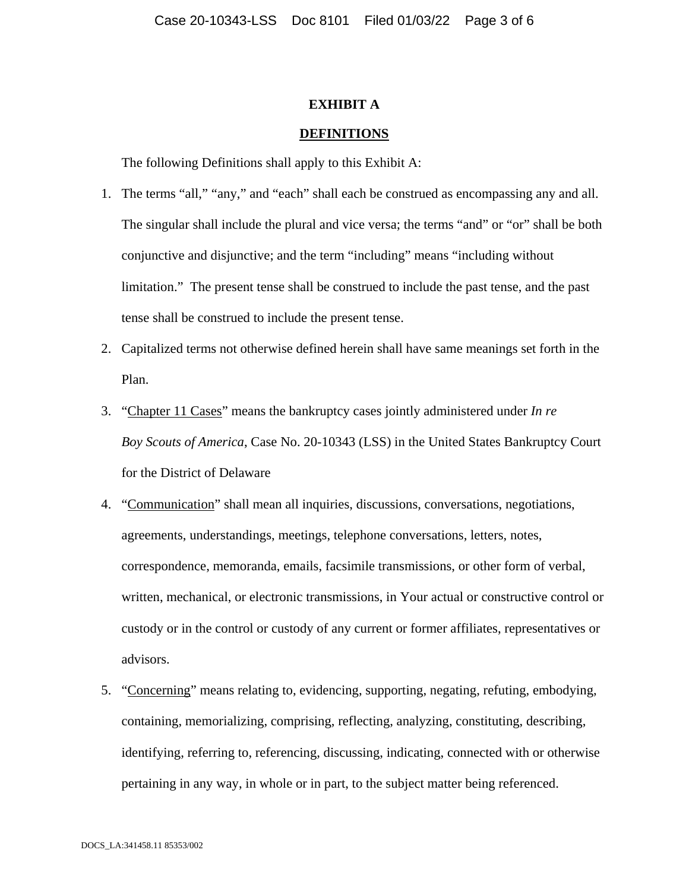# EXHIBIT A

## <u>DEFINITIONS</u>

The following Definitions shall apply to this Exhibit A:

1. The terms "all," "any," and "each" shall each be construed as encompassing any and all. The singular shall include the plural and vice versa; the terms "and" or "or" shall be both conjunctive and disjunctive; and the term "including" means "including without limitation." The present tense shall be construed to include the past tense, and the past tense shall be construed to include the present tense.

2. Capitalized terms not otherwise defined herein shall have same meanings set forth in the Plan.

3. "<u>Chapter 11 Cases</u>" means the bankruptcy cases jointly administered under *In re Boy Scouts of America*, Case No. 20-10343 (LSS) in the United States Bankruptcy Court for the District of Delaware

4. "<u>Communication</u>" shall mean all inquiries, discussions, conversations, negotiations, agreements, understandings, meetings, telephone conversations, letters, notes, correspondence, memoranda, emails, facsimile transmissions, or other form of verbal, written, mechanical, or electronic transmissions, in Your actual or constructive control or custody or in the control or custody of any current or former affiliates, representatives or advisors.

5. "<u>Concerning</u>" means relating to, evidencing, supporting, negating, refuting, embodying, containing, memorializing, comprising, reflecting, analyzing, constituting, describing, identifying, referring to, referencing, discussing, indicating, connected with or otherwise pertaining in any way, in whole or in part, to the subject matter being referenced.

DOCS_LA:341458.11 85353/002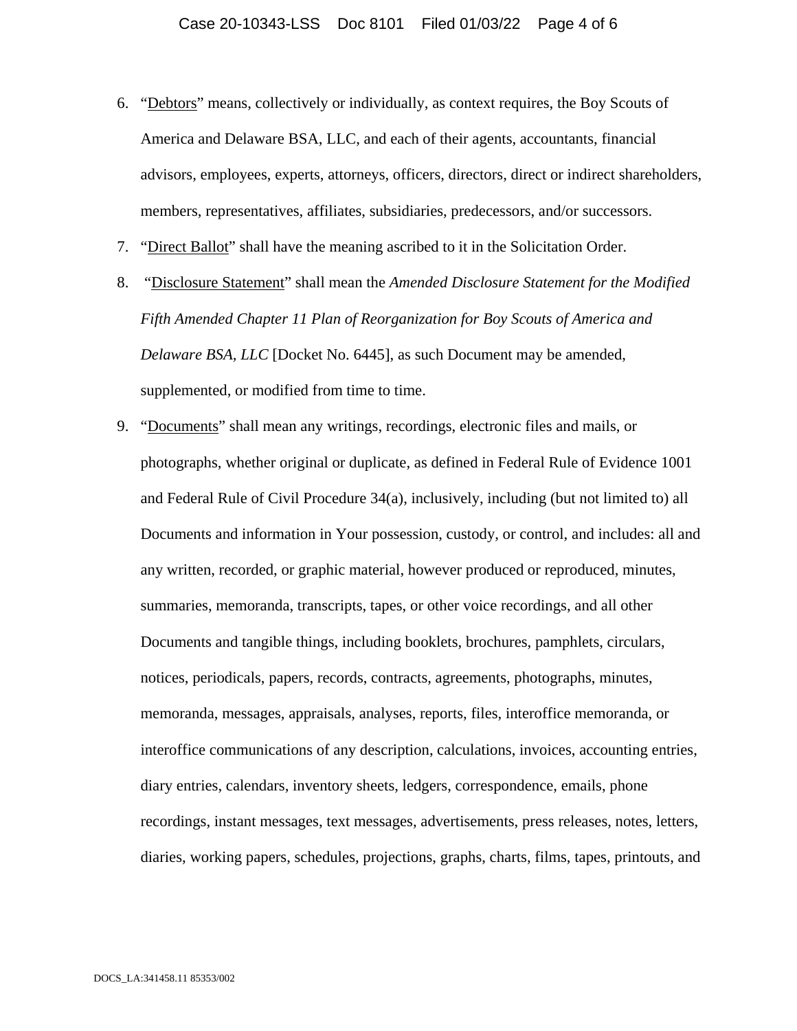6. "Debtors" means, collectively or individually, as context requires, the Boy Scouts of America and Delaware BSA, LLC, and each of their agents, accountants, financial advisors, employees, experts, attorneys, officers, directors, direct or indirect shareholders, members, representatives, affiliates, subsidiaries, predecessors, and/or successors.
7. "Direct Ballot" shall have the meaning ascribed to it in the Solicitation Order.
8. "Disclosure Statement" shall mean the *Amended Disclosure Statement for the Modified Fifth Amended Chapter 11 Plan of Reorganization for Boy Scouts of America and Delaware BSA, LLC* [Docket No. 6445], as such Document may be amended, supplemented, or modified from time to time.
9. "Documents" shall mean any writings, recordings, electronic files and mails, or photographs, whether original or duplicate, as defined in Federal Rule of Evidence 1001 and Federal Rule of Civil Procedure 34(a), inclusively, including (but not limited to) all Documents and information in Your possession, custody, or control, and includes: all and any written, recorded, or graphic material, however produced or reproduced, minutes, summaries, memoranda, transcripts, tapes, or other voice recordings, and all other Documents and tangible things, including booklets, brochures, pamphlets, circulars, notices, periodicals, papers, records, contracts, agreements, photographs, minutes, memoranda, messages, appraisals, analyses, reports, files, interoffice memoranda, or interoffice communications of any description, calculations, invoices, accounting entries, diary entries, calendars, inventory sheets, ledgers, correspondence, emails, phone recordings, instant messages, text messages, advertisements, press releases, notes, letters, diaries, working papers, schedules, projections, graphs, charts, films, tapes, printouts, and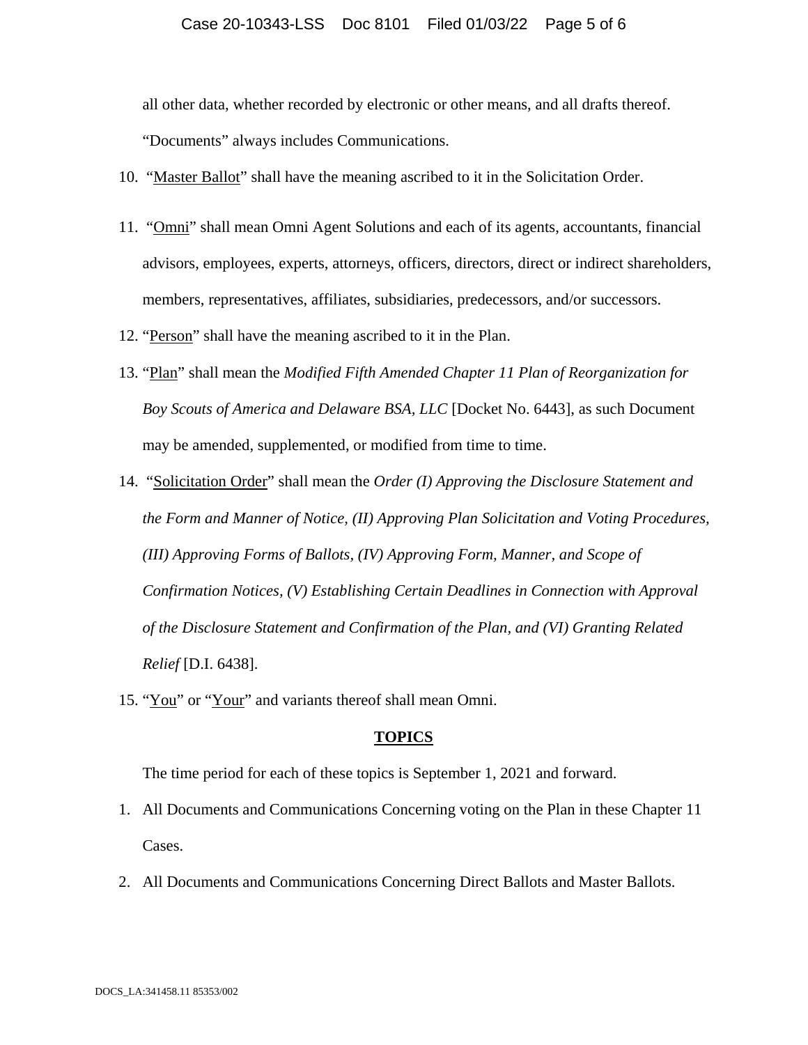all other data, whether recorded by electronic or other means, and all drafts thereof. "Documents" always includes Communications.

10. "Master Ballot" shall have the meaning ascribed to it in the Solicitation Order.

11. "Omni" shall mean Omni Agent Solutions and each of its agents, accountants, financial advisors, employees, experts, attorneys, officers, directors, direct or indirect shareholders, members, representatives, affiliates, subsidiaries, predecessors, and/or successors.

12. "Person" shall have the meaning ascribed to it in the Plan.

13. "Plan" shall mean the *Modified Fifth Amended Chapter 11 Plan of Reorganization for Boy Scouts of America and Delaware BSA, LLC* [Docket No. 6443], as such Document may be amended, supplemented, or modified from time to time.

14. "Solicitation Order" shall mean the *Order (I) Approving the Disclosure Statement and the Form and Manner of Notice, (II) Approving Plan Solicitation and Voting Procedures, (III) Approving Forms of Ballots, (IV) Approving Form, Manner, and Scope of Confirmation Notices, (V) Establishing Certain Deadlines in Connection with Approval of the Disclosure Statement and Confirmation of the Plan, and (VI) Granting Related Relief* [D.I. 6438].

15. "You" or "Your" and variants thereof shall mean Omni.

## TOPICS

The time period for each of these topics is September 1, 2021 and forward.

1. All Documents and Communications Concerning voting on the Plan in these Chapter 11 Cases.
2. All Documents and Communications Concerning Direct Ballots and Master Ballots.

DOCS_LA:341458.11 85353/002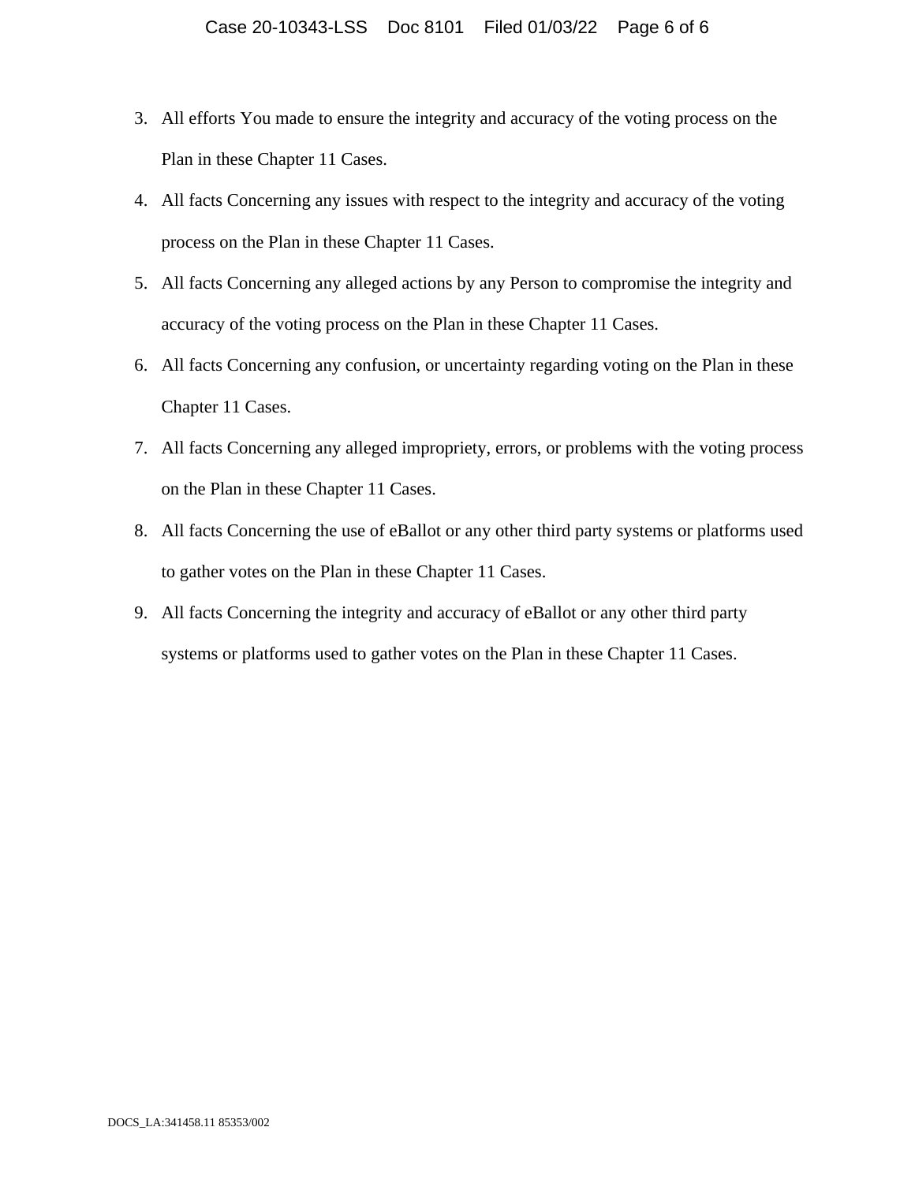3. All efforts You made to ensure the integrity and accuracy of the voting process on the Plan in these Chapter 11 Cases.
4. All facts Concerning any issues with respect to the integrity and accuracy of the voting process on the Plan in these Chapter 11 Cases.
5. All facts Concerning any alleged actions by any Person to compromise the integrity and accuracy of the voting process on the Plan in these Chapter 11 Cases.
6. All facts Concerning any confusion, or uncertainty regarding voting on the Plan in these Chapter 11 Cases.
7. All facts Concerning any alleged impropriety, errors, or problems with the voting process on the Plan in these Chapter 11 Cases.
8. All facts Concerning the use of eBallot or any other third party systems or platforms used to gather votes on the Plan in these Chapter 11 Cases.
9. All facts Concerning the integrity and accuracy of eBallot or any other third party systems or platforms used to gather votes on the Plan in these Chapter 11 Cases.

DOCS_LA:341458.11 85353/002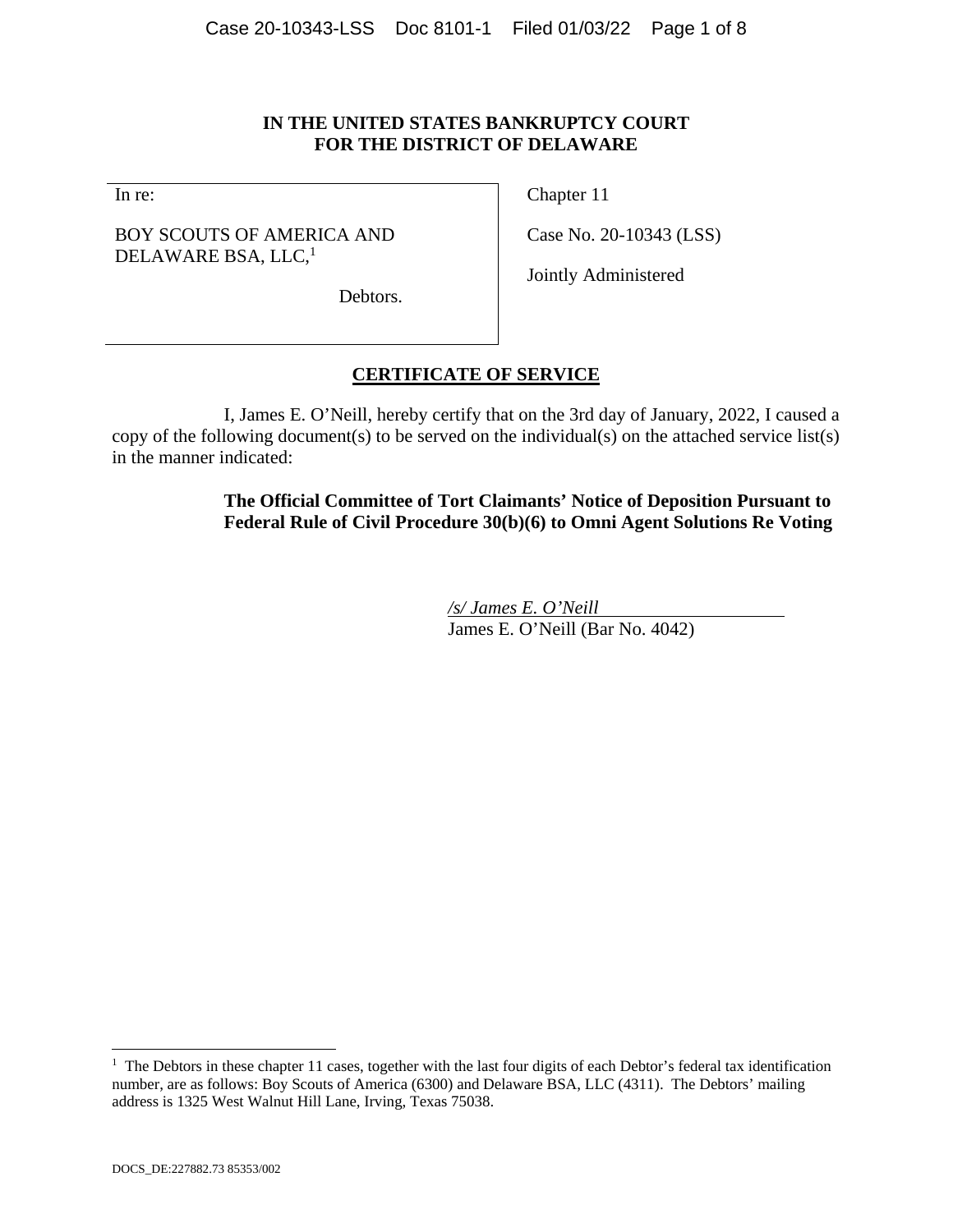**IN THE UNITED STATES BANKRUPTCY COURT**
**FOR THE DISTRICT OF DELAWARE**

| In re: | Chapter 11 |
|---|---|
| BOY SCOUTS OF AMERICA AND DELAWARE BSA, LLC,[1] | Case No. 20-10343 (LSS) |
| Debtors. | Jointly Administered |

## CERTIFICATE OF SERVICE

I, James E. O'Neill, hereby certify that on the 3rd day of January, 2022, I caused a copy of the following document(s) to be served on the individual(s) on the attached service list(s) in the manner indicated:

> **The Official Committee of Tort Claimants' Notice of Deposition Pursuant to Federal Rule of Civil Procedure 30(b)(6) to Omni Agent Solutions Re Voting**

*/s/ James E. O'Neill*
James E. O'Neill (Bar No. 4042)

[1] The Debtors in these chapter 11 cases, together with the last four digits of each Debtor's federal tax identification number, are as follows: Boy Scouts of America (6300) and Delaware BSA, LLC (4311). The Debtors' mailing address is 1325 West Walnut Hill Lane, Irving, Texas 75038.

DOCS_DE:227882.73 85353/002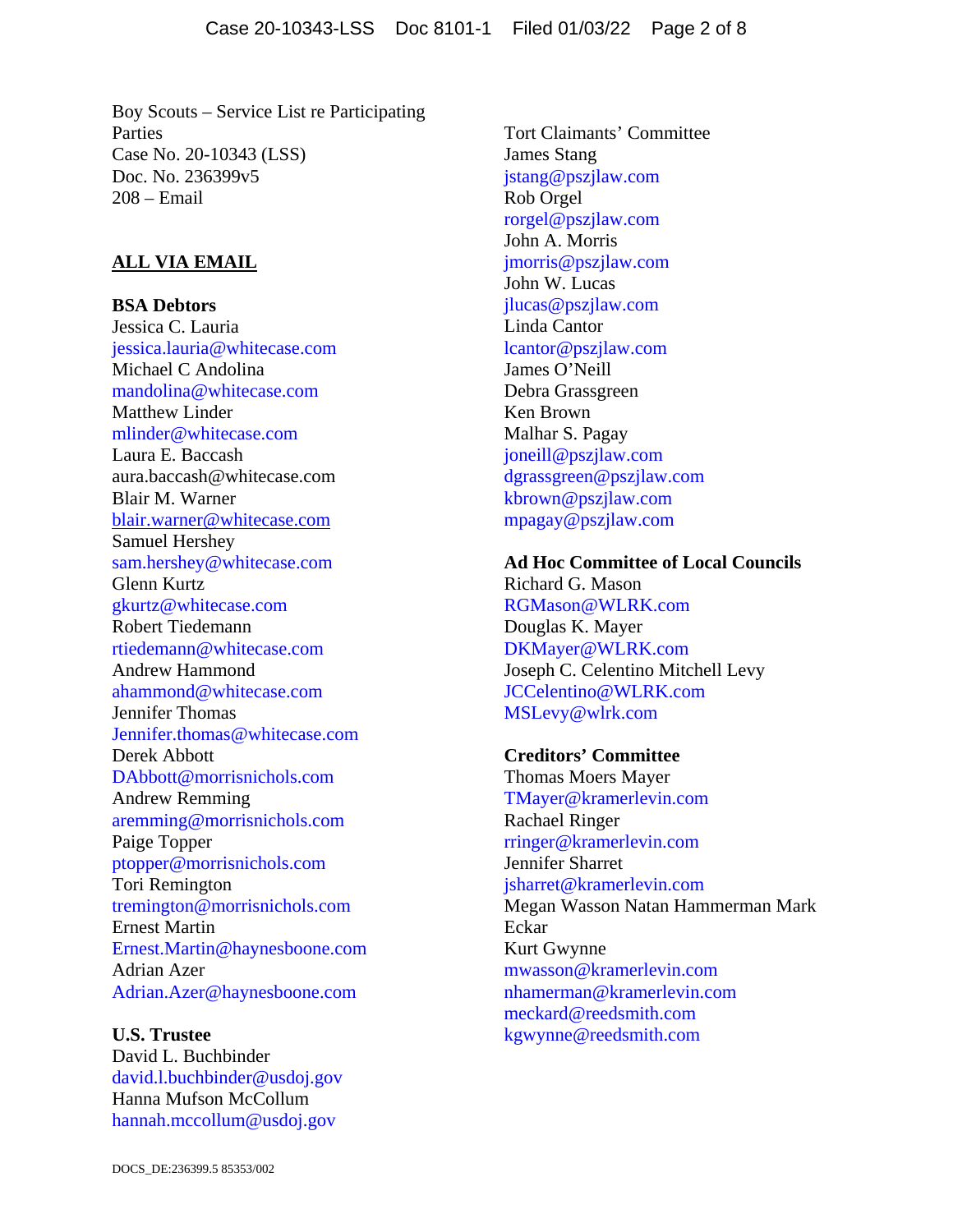Boy Scouts – Service List re Participating Parties
Case No. 20-10343 (LSS)
Doc. No. 236399v5
208 – Email

**ALL VIA EMAIL**

**BSA Debtors**
Jessica C. Lauria
jessica.lauria@whitecase.com
Michael C Andolina
mandolina@whitecase.com
Matthew Linder
mlinder@whitecase.com
Laura E. Baccash
aura.baccash@whitecase.com
Blair M. Warner
blair.warner@whitecase.com
Samuel Hershey
sam.hershey@whitecase.com
Glenn Kurtz
gkurtz@whitecase.com
Robert Tiedemann
rtiedemann@whitecase.com
Andrew Hammond
ahammond@whitecase.com
Jennifer Thomas
Jennifer.thomas@whitecase.com
Derek Abbott
DAbbott@morrisnichols.com
Andrew Remming
aremming@morrisnichols.com
Paige Topper
ptopper@morrisnichols.com
Tori Remington
tremington@morrisnichols.com
Ernest Martin
Ernest.Martin@haynesboone.com
Adrian Azer
Adrian.Azer@haynesboone.com

**U.S. Trustee**
David L. Buchbinder
david.l.buchbinder@usdoj.gov
Hanna Mufson McCollum
hannah.mccollum@usdoj.gov

Tort Claimants' Committee
James Stang
jstang@pszjlaw.com
Rob Orgel
rorgel@pszjlaw.com
John A. Morris
jmorris@pszjlaw.com
John W. Lucas
jlucas@pszjlaw.com
Linda Cantor
lcantor@pszjlaw.com
James O'Neill
Debra Grassgreen
Ken Brown
Malhar S. Pagay
joneill@pszjlaw.com
dgrassgreen@pszjlaw.com
kbrown@pszjlaw.com
mpagay@pszjlaw.com

**Ad Hoc Committee of Local Councils**
Richard G. Mason
RGMason@WLRK.com
Douglas K. Mayer
DKMayer@WLRK.com
Joseph C. Celentino Mitchell Levy
JCCelentino@WLRK.com
MSLevy@wlrk.com

**Creditors' Committee**
Thomas Moers Mayer
TMayer@kramerlevin.com
Rachael Ringer
rringer@kramerlevin.com
Jennifer Sharret
jsharret@kramerlevin.com
Megan Wasson Natan Hammerman Mark Eckar
Kurt Gwynne
mwasson@kramerlevin.com
nhamerman@kramerlevin.com
meckard@reedsmith.com
kgwynne@reedsmith.com

DOCS_DE:236399.5 85353/002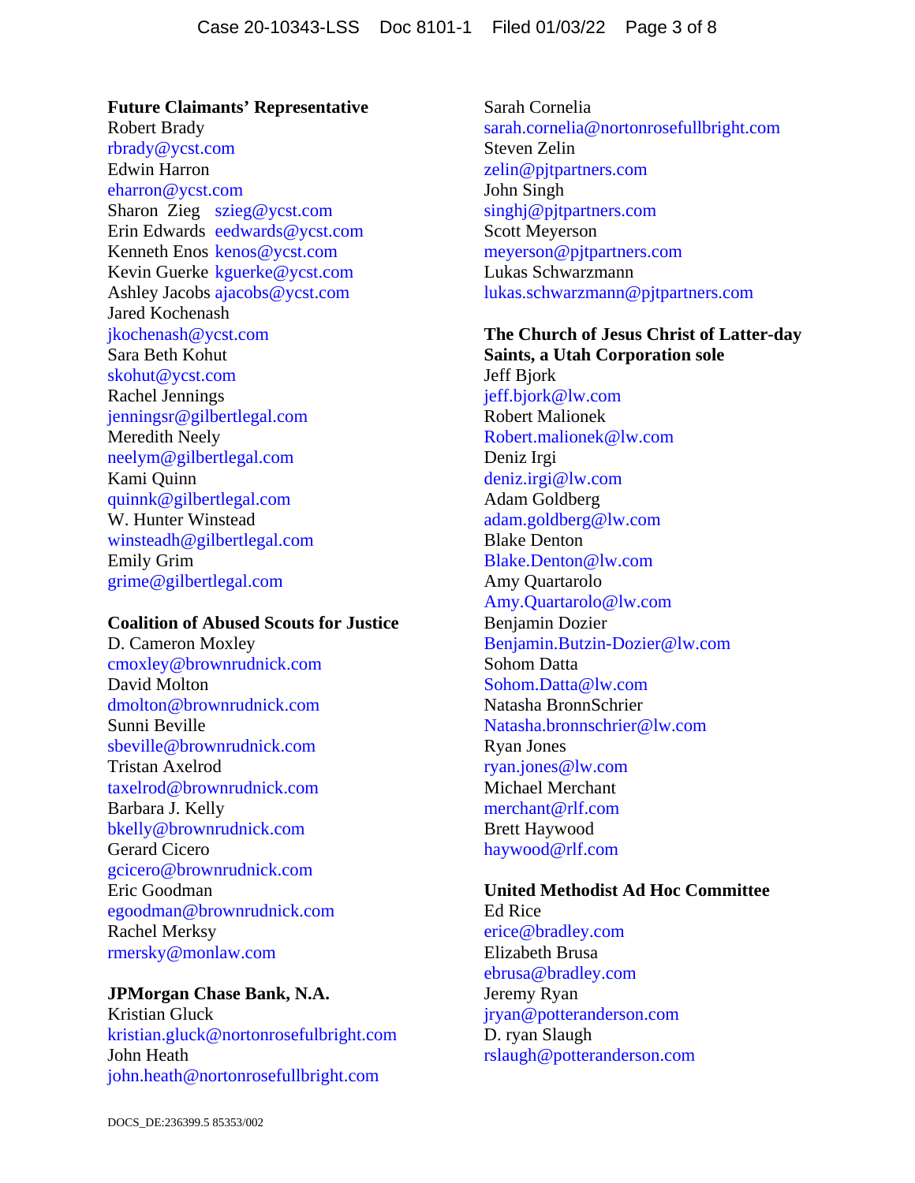**Future Claimants' Representative**
Robert Brady
rbrady@ycst.com
Edwin Harron
eharron@ycst.com
Sharon Zieg szieg@ycst.com
Erin Edwards eedwards@ycst.com
Kenneth Enos kenos@ycst.com
Kevin Guerke kguerke@ycst.com
Ashley Jacobs ajacobs@ycst.com
Jared Kochenash
jkochenash@ycst.com
Sara Beth Kohut
skohut@ycst.com
Rachel Jennings
jenningsr@gilbertlegal.com
Meredith Neely
neelym@gilbertlegal.com
Kami Quinn
quinnk@gilbertlegal.com
W. Hunter Winstead
winsteadh@gilbertlegal.com
Emily Grim
grime@gilbertlegal.com

**Coalition of Abused Scouts for Justice**
D. Cameron Moxley
cmoxley@brownrudnick.com
David Molton
dmolton@brownrudnick.com
Sunni Beville
sbeville@brownrudnick.com
Tristan Axelrod
taxelrod@brownrudnick.com
Barbara J. Kelly
bkelly@brownrudnick.com
Gerard Cicero
gcicero@brownrudnick.com
Eric Goodman
egoodman@brownrudnick.com
Rachel Merksy
rmersky@monlaw.com

**JPMorgan Chase Bank, N.A.**
Kristian Gluck
kristian.gluck@nortonrosefulbright.com
John Heath
john.heath@nortonrosefullbright.com
Sarah Cornelia
sarah.cornelia@nortonrosefullbright.com
Steven Zelin
zelin@pjtpartners.com
John Singh
singhj@pjtpartners.com
Scott Meyerson
meyerson@pjtpartners.com
Lukas Schwarzmann
lukas.schwarzmann@pjtpartners.com

**The Church of Jesus Christ of Latter-day Saints, a Utah Corporation sole**
Jeff Bjork
jeff.bjork@lw.com
Robert Malionek
Robert.malionek@lw.com
Deniz Irgi
deniz.irgi@lw.com
Adam Goldberg
adam.goldberg@lw.com
Blake Denton
Blake.Denton@lw.com
Amy Quartarolo
Amy.Quartarolo@lw.com
Benjamin Dozier
Benjamin.Butzin-Dozier@lw.com
Sohom Datta
Sohom.Datta@lw.com
Natasha BronnSchrier
Natasha.bronnschrier@lw.com
Ryan Jones
ryan.jones@lw.com
Michael Merchant
merchant@rlf.com
Brett Haywood
haywood@rlf.com

**United Methodist Ad Hoc Committee**
Ed Rice
erice@bradley.com
Elizabeth Brusa
ebrusa@bradley.com
Jeremy Ryan
jryan@potteranderson.com
D. ryan Slaugh
rslaugh@potteranderson.com

DOCS_DE:236399.5 85353/002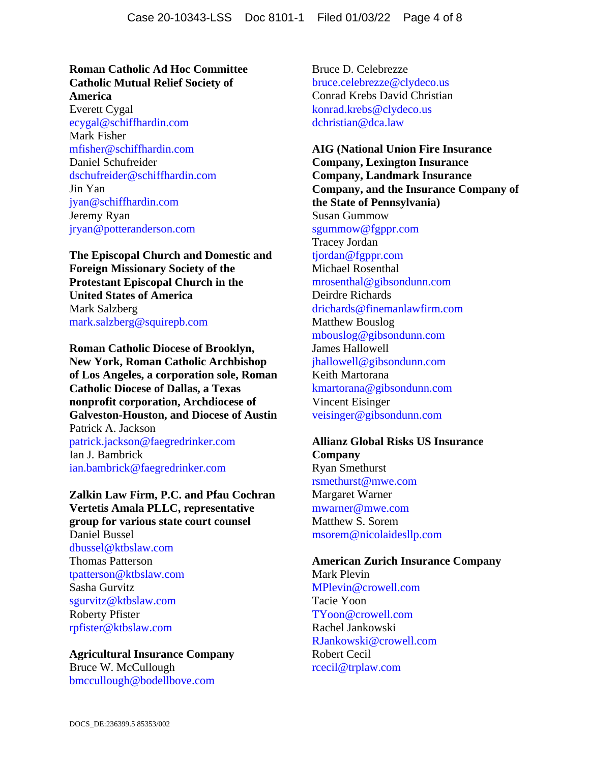**Roman Catholic Ad Hoc Committee Catholic Mutual Relief Society of America**
Everett Cygal
ecygal@schiffhardin.com
Mark Fisher
mfisher@schiffhardin.com
Daniel Schufreider
dschufreider@schiffhardin.com
Jin Yan
jyan@schiffhardin.com
Jeremy Ryan
jryan@potteranderson.com

**The Episcopal Church and Domestic and Foreign Missionary Society of the Protestant Episcopal Church in the United States of America**
Mark Salzberg
mark.salzberg@squirepb.com

**Roman Catholic Diocese of Brooklyn, New York, Roman Catholic Archbishop of Los Angeles, a corporation sole, Roman Catholic Diocese of Dallas, a Texas nonprofit corporation, Archdiocese of Galveston-Houston, and Diocese of Austin**
Patrick A. Jackson
patrick.jackson@faegredrinker.com
Ian J. Bambrick
ian.bambrick@faegredrinker.com

**Zalkin Law Firm, P.C. and Pfau Cochran Vertetis Amala PLLC, representative group for various state court counsel**
Daniel Bussel
dbussel@ktbslaw.com
Thomas Patterson
tpatterson@ktbslaw.com
Sasha Gurvitz
sgurvitz@ktbslaw.com
Roberty Pfister
rpfister@ktbslaw.com

**Agricultural Insurance Company**
Bruce W. McCullough
bmccullough@bodellbove.com

Bruce D. Celebrezze
bruce.celebrezze@clydeco.us
Conrad Krebs David Christian
konrad.krebs@clydeco.us
dchristian@dca.law

**AIG (National Union Fire Insurance Company, Lexington Insurance Company, Landmark Insurance Company, and the Insurance Company of the State of Pennsylvania)**
Susan Gummow
sgummow@fgppr.com
Tracey Jordan
tjordan@fgppr.com
Michael Rosenthal
mrosenthal@gibsondunn.com
Deirdre Richards
drichards@finemanlawfirm.com
Matthew Bouslog
mbouslog@gibsondunn.com
James Hallowell
jhallowell@gibsondunn.com
Keith Martorana
kmartorana@gibsondunn.com
Vincent Eisinger
veisinger@gibsondunn.com

**Allianz Global Risks US Insurance Company**
Ryan Smethurst
rsmethurst@mwe.com
Margaret Warner
mwarner@mwe.com
Matthew S. Sorem
msorem@nicolaidesllp.com

**American Zurich Insurance Company**
Mark Plevin
MPlevin@crowell.com
Tacie Yoon
TYoon@crowell.com
Rachel Jankowski
RJankowski@crowell.com
Robert Cecil
rcecil@trplaw.com

DOCS_DE:236399.5 85353/002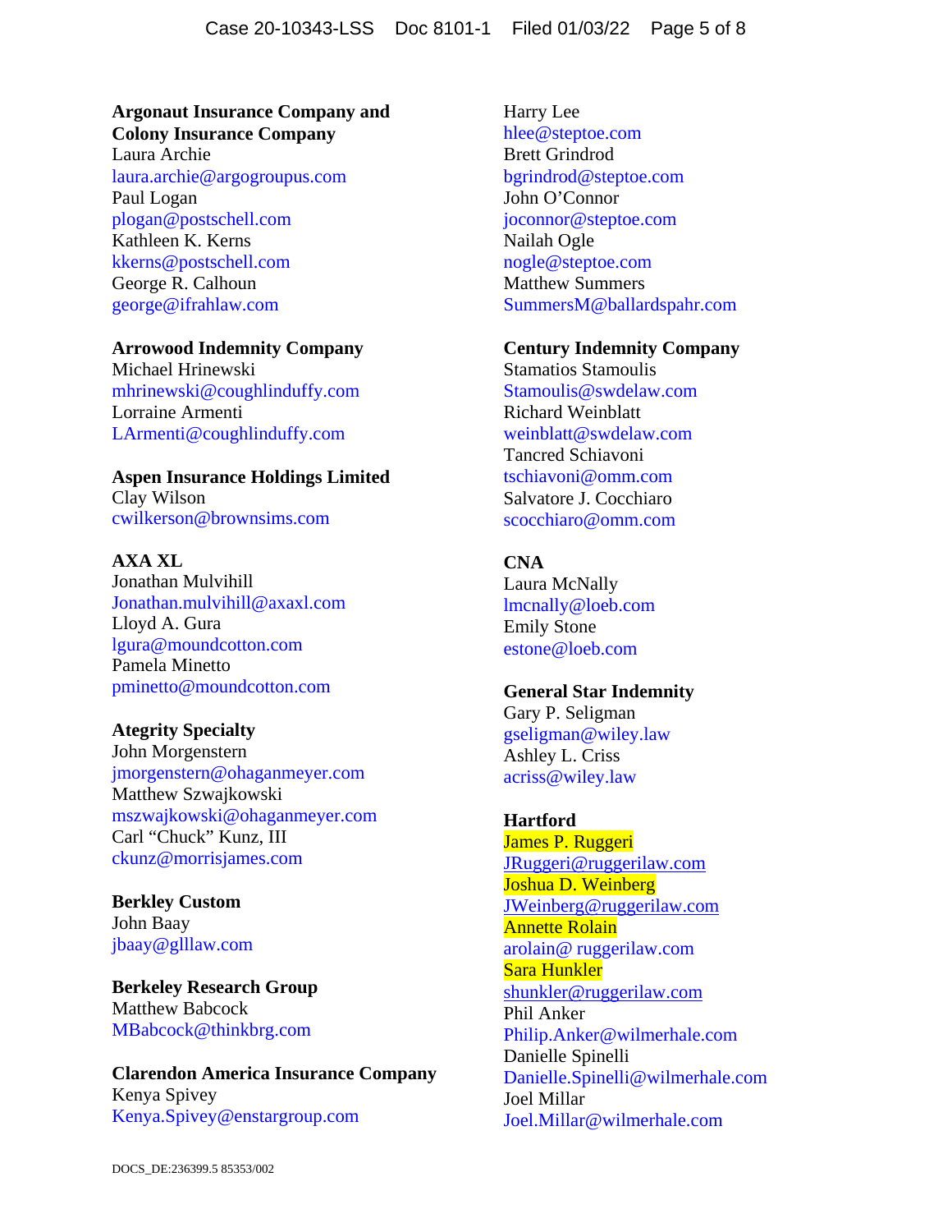**Argonaut Insurance Company and Colony Insurance Company**
Laura Archie
laura.archie@argogroupus.com
Paul Logan
plogan@postschell.com
Kathleen K. Kerns
kkerns@postschell.com
George R. Calhoun
george@ifrahlaw.com

**Arrowood Indemnity Company**
Michael Hrinewski
mhrinewski@coughlinduffy.com
Lorraine Armenti
LArmenti@coughlinduffy.com

**Aspen Insurance Holdings Limited**
Clay Wilson
cwilkerson@brownsims.com

**AXA XL**
Jonathan Mulvihill
Jonathan.mulvihill@axaxl.com
Lloyd A. Gura
lgura@moundcotton.com
Pamela Minetto
pminetto@moundcotton.com

**Ategrity Specialty**
John Morgenstern
jmorgenstern@ohaganmeyer.com
Matthew Szwajkowski
mszwajkowski@ohaganmeyer.com
Carl "Chuck" Kunz, III
ckunz@morrisjames.com

**Berkley Custom**
John Baay
jbaay@glllaw.com

**Berkeley Research Group**
Matthew Babcock
MBabcock@thinkbrg.com

**Clarendon America Insurance Company**
Kenya Spivey
Kenya.Spivey@enstargroup.com

Harry Lee
hlee@steptoe.com
Brett Grindrod
bgrindrod@steptoe.com
John O'Connor
joconnor@steptoe.com
Nailah Ogle
nogle@steptoe.com
Matthew Summers
SummersM@ballardspahr.com

**Century Indemnity Company**
Stamatios Stamoulis
Stamoulis@swdelaw.com
Richard Weinblatt
weinblatt@swdelaw.com
Tancred Schiavoni
tschiavoni@omm.com
Salvatore J. Cocchiaro
scocchiaro@omm.com

**CNA**
Laura McNally
lmcnally@loeb.com
Emily Stone
estone@loeb.com

**General Star Indemnity**
Gary P. Seligman
gseligman@wiley.law
Ashley L. Criss
acriss@wiley.law

**Hartford**
James P. Ruggeri
JRuggeri@ruggerilaw.com
Joshua D. Weinberg
JWeinberg@ruggerilaw.com
Annette Rolain
arolain@ ruggerilaw.com
Sara Hunkler
shunkler@ruggerilaw.com
Phil Anker
Philip.Anker@wilmerhale.com
Danielle Spinelli
Danielle.Spinelli@wilmerhale.com
Joel Millar
Joel.Millar@wilmerhale.com

DOCS_DE:236399.5 85353/002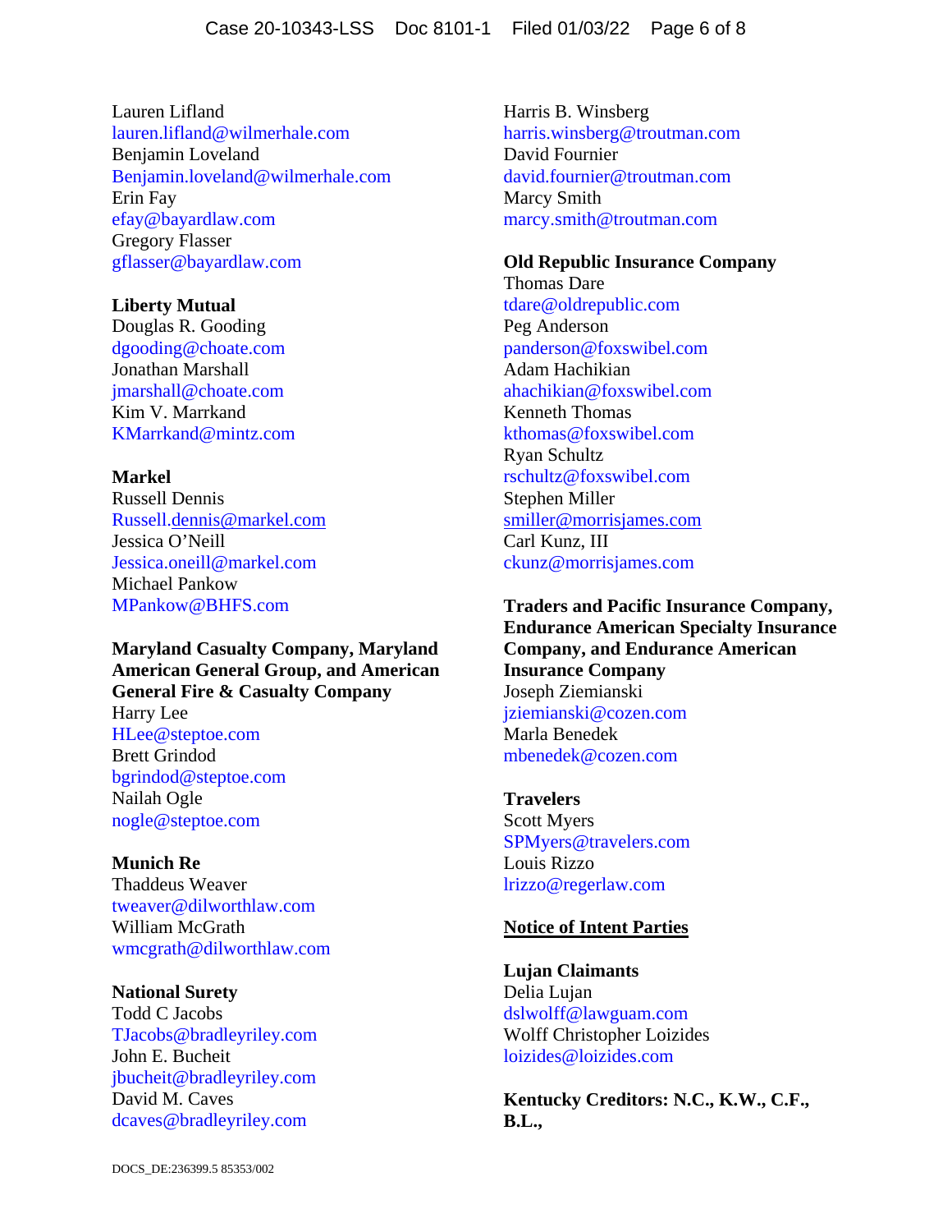Lauren Lifland
lauren.lifland@wilmerhale.com
Benjamin Loveland
Benjamin.loveland@wilmerhale.com
Erin Fay
efay@bayardlaw.com
Gregory Flasser
gflasser@bayardlaw.com

**Liberty Mutual**
Douglas R. Gooding
dgooding@choate.com
Jonathan Marshall
jmarshall@choate.com
Kim V. Marrkand
KMarrkand@mintz.com

**Markel**
Russell Dennis
Russell.dennis@markel.com
Jessica O'Neill
Jessica.oneill@markel.com
Michael Pankow
MPankow@BHFS.com

**Maryland Casualty Company, Maryland American General Group, and American General Fire & Casualty Company**
Harry Lee
HLee@steptoe.com
Brett Grindod
bgrindod@steptoe.com
Nailah Ogle
nogle@steptoe.com

**Munich Re**
Thaddeus Weaver
tweaver@dilworthlaw.com
William McGrath
wmcgrath@dilworthlaw.com

**National Surety**
Todd C Jacobs
TJacobs@bradleyriley.com
John E. Bucheit
jbucheit@bradleyriley.com
David M. Caves
dcaves@bradleyriley.com

Harris B. Winsberg
harris.winsberg@troutman.com
David Fournier
david.fournier@troutman.com
Marcy Smith
marcy.smith@troutman.com

**Old Republic Insurance Company**
Thomas Dare
tdare@oldrepublic.com
Peg Anderson
panderson@foxswibel.com
Adam Hachikian
ahachikian@foxswibel.com
Kenneth Thomas
kthomas@foxswibel.com
Ryan Schultz
rschultz@foxswibel.com
Stephen Miller
smiller@morrisjames.com
Carl Kunz, III
ckunz@morrisjames.com

**Traders and Pacific Insurance Company, Endurance American Specialty Insurance Company, and Endurance American Insurance Company**
Joseph Ziemianski
jziemianski@cozen.com
Marla Benedek
mbenedek@cozen.com

**Travelers**
Scott Myers
SPMyers@travelers.com
Louis Rizzo
lrizzo@regerlaw.com

**Notice of Intent Parties**

**Lujan Claimants**
Delia Lujan
dslwolff@lawguam.com
Wolff Christopher Loizides
loizides@loizides.com

**Kentucky Creditors: N.C., K.W., C.F., B.L.,**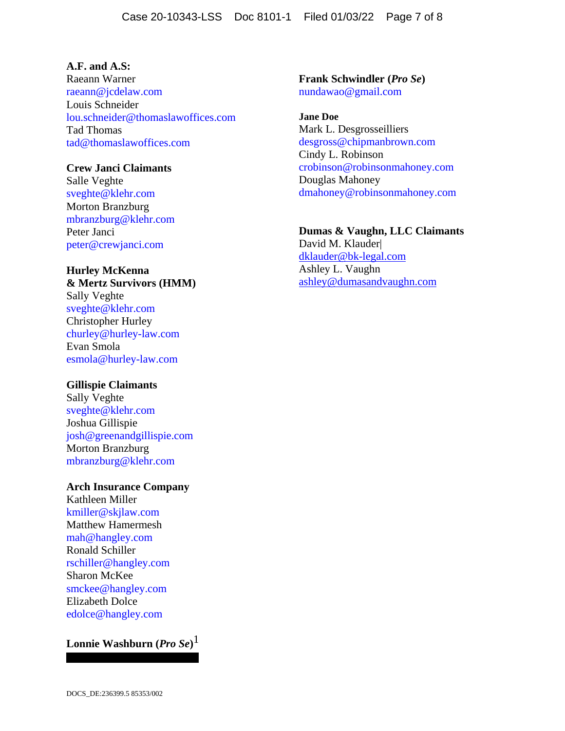**A.F. and A.S:**
Raeann Warner
raeann@jcdelaw.com
Louis Schneider
lou.schneider@thomaslawoffices.com
Tad Thomas
tad@thomaslawoffices.com

**Crew Janci Claimants**
Salle Veghte
sveghte@klehr.com
Morton Branzburg
mbranzburg@klehr.com
Peter Janci
peter@crewjanci.com

**Hurley McKenna & Mertz Survivors (HMM)**
Sally Veghte
sveghte@klehr.com
Christopher Hurley
churley@hurley-law.com
Evan Smola
esmola@hurley-law.com

**Gillispie Claimants**
Sally Veghte
sveghte@klehr.com
Joshua Gillispie
josh@greenandgillispie.com
Morton Branzburg
mbranzburg@klehr.com

**Arch Insurance Company**
Kathleen Miller
kmiller@skjlaw.com
Matthew Hamermesh
mah@hangley.com
Ronald Schiller
rschiller@hangley.com
Sharon McKee
smckee@hangley.com
Elizabeth Dolce
edolce@hangley.com

**Lonnie Washburn (*Pro Se*)**[1]

**Frank Schwindler (*Pro Se*)**
nundawao@gmail.com

**Jane Doe**
Mark L. Desgrosseilliers
desgross@chipmanbrown.com
Cindy L. Robinson
crobinson@robinsonmahoney.com
Douglas Mahoney
dmahoney@robinsonmahoney.com

**Dumas & Vaughn, LLC Claimants**
David M. Klauder|
dklauder@bk-legal.com
Ashley L. Vaughn
ashley@dumasandvaughn.com

DOCS_DE:236399.5 85353/002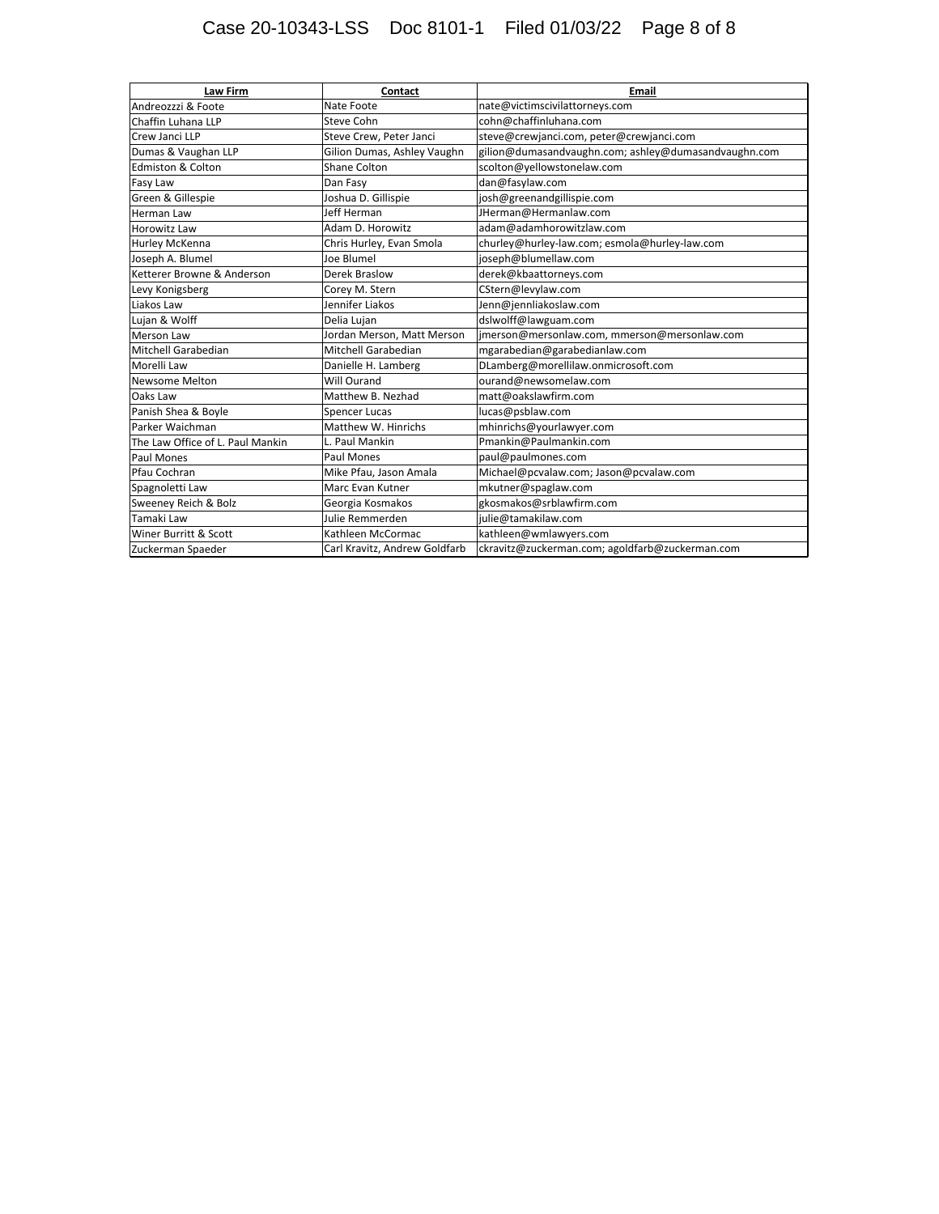| Law Firm | Contact | Email |
|---|---|---|
| Andreozzzi & Foote | Nate Foote | nate@victimscivilattorneys.com |
| Chaffin Luhana LLP | Steve Cohn | cohn@chaffinluhana.com |
| Crew Janci LLP | Steve Crew, Peter Janci | steve@crewjanci.com, peter@crewjanci.com |
| Dumas & Vaughan LLP | Gilion Dumas, Ashley Vaughn | gilion@dumasandvaughn.com; ashley@dumasandvaughn.com |
| Edmiston & Colton | Shane Colton | scolton@yellowstonelaw.com |
| Fasy Law | Dan Fasy | dan@fasylaw.com |
| Green & Gillespie | Joshua D. Gillispie | josh@greenandgillispie.com |
| Herman Law | Jeff Herman | JHerman@Hermanlaw.com |
| Horowitz Law | Adam D. Horowitz | adam@adamhorowitzlaw.com |
| Hurley McKenna | Chris Hurley, Evan Smola | churley@hurley-law.com; esmola@hurley-law.com |
| Joseph A. Blumel | Joe Blumel | joseph@blumellaw.com |
| Ketterer Browne & Anderson | Derek Braslow | derek@kbaattorneys.com |
| Levy Konigsberg | Corey M. Stern | CStern@levylaw.com |
| Liakos Law | Jennifer Liakos | Jenn@jennliakoslaw.com |
| Lujan & Wolff | Delia Lujan | dslwolff@lawguam.com |
| Merson Law | Jordan Merson, Matt Merson | jmerson@mersonlaw.com, mmerson@mersonlaw.com |
| Mitchell Garabedian | Mitchell Garabedian | mgarabedian@garabedianlaw.com |
| Morelli Law | Danielle H. Lamberg | DLamberg@morellilaw.onmicrosoft.com |
| Newsome Melton | Will Ourand | ourand@newsomelaw.com |
| Oaks Law | Matthew B. Nezhad | matt@oakslawfirm.com |
| Panish Shea & Boyle | Spencer Lucas | lucas@psblaw.com |
| Parker Waichman | Matthew W. Hinrichs | mhinrichs@yourlawyer.com |
| The Law Office of L. Paul Mankin | L. Paul Mankin | Pmankin@Paulmankin.com |
| Paul Mones | Paul Mones | paul@paulmones.com |
| Pfau Cochran | Mike Pfau, Jason Amala | Michael@pcvalaw.com; Jason@pcvalaw.com |
| Spagnoletti Law | Marc Evan Kutner | mkutner@spaglaw.com |
| Sweeney Reich & Bolz | Georgia Kosmakos | gkosmakos@srblawfirm.com |
| Tamaki Law | Julie Remmerden | julie@tamakilaw.com |
| Winer Burritt & Scott | Kathleen McCormac | kathleen@wmlawyers.com |
| Zuckerman Spaeder | Carl Kravitz, Andrew Goldfarb | ckravitz@zuckerman.com; agoldfarb@zuckerman.com |